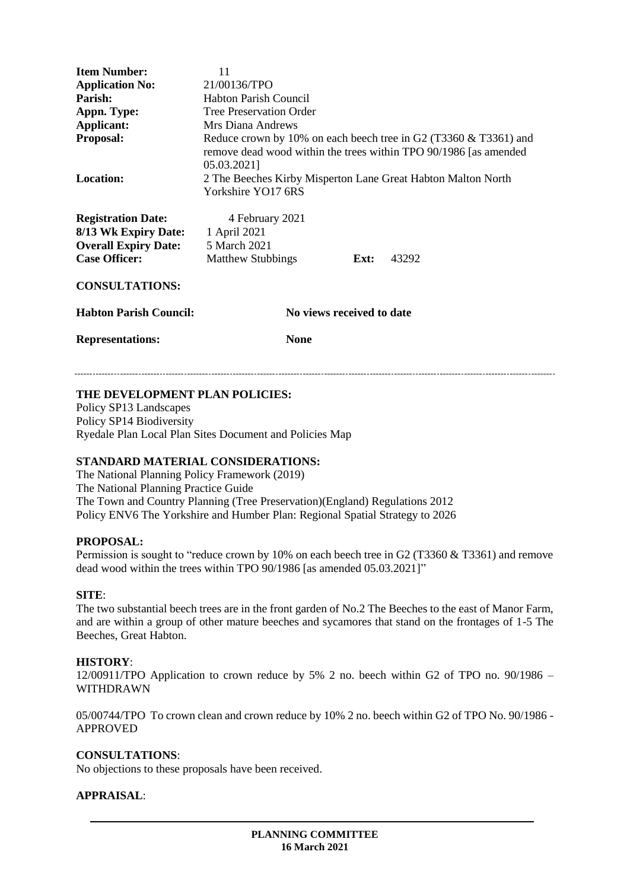| | |
|---|---|
| **Item Number:** | 11 |
| **Application No:** | 21/00136/TPO |
| **Parish:** | Habton Parish Council |
| **Appn. Type:** | Tree Preservation Order |
| **Applicant:** | Mrs Diana Andrews |
| **Proposal:** | Reduce crown by 10% on each beech tree in G2 (T3360 & T3361) and remove dead wood within the trees within TPO 90/1986 [as amended 05.03.2021] |
| **Location:** | 2 The Beeches Kirby Misperton Lane Great Habton Malton North Yorkshire YO17 6RS |

| | | | |
|---|---|---|---|
| **Registration Date:** | 4 February 2021 | | |
| **8/13 Wk Expiry Date:** | 1 April 2021 | | |
| **Overall Expiry Date:** | 5 March 2021 | | |
| **Case Officer:** | Matthew Stubbings | **Ext:** | 43292 |

**CONSULTATIONS:**

| | |
|---|---|
| **Habton Parish Council:** | **No views received to date** |
| **Representations:** | **None** |

---

**THE DEVELOPMENT PLAN POLICIES:**

Policy SP13 Landscapes
Policy SP14 Biodiversity
Ryedale Plan Local Plan Sites Document and Policies Map

**STANDARD MATERIAL CONSIDERATIONS:**

The National Planning Policy Framework (2019)
The National Planning Practice Guide
The Town and Country Planning (Tree Preservation)(England) Regulations 2012
Policy ENV6 The Yorkshire and Humber Plan: Regional Spatial Strategy to 2026

**PROPOSAL:**

Permission is sought to "reduce crown by 10% on each beech tree in G2 (T3360 & T3361) and remove dead wood within the trees within TPO 90/1986 [as amended 05.03.2021]"

**SITE**:

The two substantial beech trees are in the front garden of No.2 The Beeches to the east of Manor Farm, and are within a group of other mature beeches and sycamores that stand on the frontages of 1-5 The Beeches, Great Habton.

**HISTORY**:

12/00911/TPO Application to crown reduce by 5% 2 no. beech within G2 of TPO no. 90/1986 – WITHDRAWN

05/00744/TPO To crown clean and crown reduce by 10% 2 no. beech within G2 of TPO No. 90/1986 - APPROVED

**CONSULTATIONS**:

No objections to these proposals have been received.

**APPRAISAL**: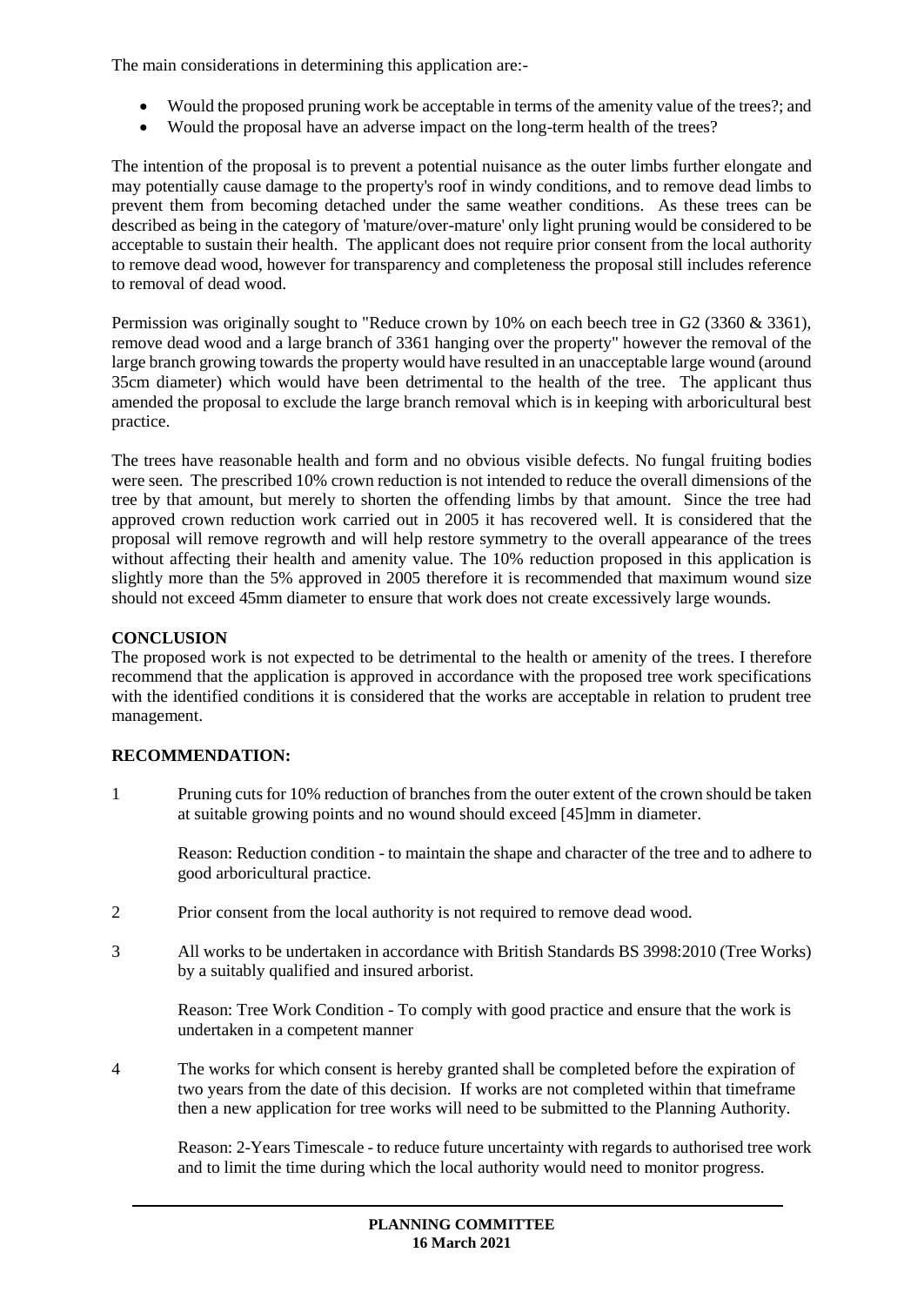The main considerations in determining this application are:-

- Would the proposed pruning work be acceptable in terms of the amenity value of the trees?; and
- Would the proposal have an adverse impact on the long-term health of the trees?

The intention of the proposal is to prevent a potential nuisance as the outer limbs further elongate and may potentially cause damage to the property's roof in windy conditions, and to remove dead limbs to prevent them from becoming detached under the same weather conditions. As these trees can be described as being in the category of 'mature/over-mature' only light pruning would be considered to be acceptable to sustain their health. The applicant does not require prior consent from the local authority to remove dead wood, however for transparency and completeness the proposal still includes reference to removal of dead wood.

Permission was originally sought to "Reduce crown by 10% on each beech tree in G2 (3360 & 3361), remove dead wood and a large branch of 3361 hanging over the property" however the removal of the large branch growing towards the property would have resulted in an unacceptable large wound (around 35cm diameter) which would have been detrimental to the health of the tree. The applicant thus amended the proposal to exclude the large branch removal which is in keeping with arboricultural best practice.

The trees have reasonable health and form and no obvious visible defects. No fungal fruiting bodies were seen. The prescribed 10% crown reduction is not intended to reduce the overall dimensions of the tree by that amount, but merely to shorten the offending limbs by that amount. Since the tree had approved crown reduction work carried out in 2005 it has recovered well. It is considered that the proposal will remove regrowth and will help restore symmetry to the overall appearance of the trees without affecting their health and amenity value. The 10% reduction proposed in this application is slightly more than the 5% approved in 2005 therefore it is recommended that maximum wound size should not exceed 45mm diameter to ensure that work does not create excessively large wounds.

**CONCLUSION**

The proposed work is not expected to be detrimental to the health or amenity of the trees. I therefore recommend that the application is approved in accordance with the proposed tree work specifications with the identified conditions it is considered that the works are acceptable in relation to prudent tree management.

**RECOMMENDATION:**

1. Pruning cuts for 10% reduction of branches from the outer extent of the crown should be taken at suitable growing points and no wound should exceed [45]mm in diameter.

   Reason: Reduction condition - to maintain the shape and character of the tree and to adhere to good arboricultural practice.

2. Prior consent from the local authority is not required to remove dead wood.

3. All works to be undertaken in accordance with British Standards BS 3998:2010 (Tree Works) by a suitably qualified and insured arborist.

   Reason: Tree Work Condition - To comply with good practice and ensure that the work is undertaken in a competent manner

4. The works for which consent is hereby granted shall be completed before the expiration of two years from the date of this decision. If works are not completed within that timeframe then a new application for tree works will need to be submitted to the Planning Authority.

   Reason: 2-Years Timescale - to reduce future uncertainty with regards to authorised tree work and to limit the time during which the local authority would need to monitor progress.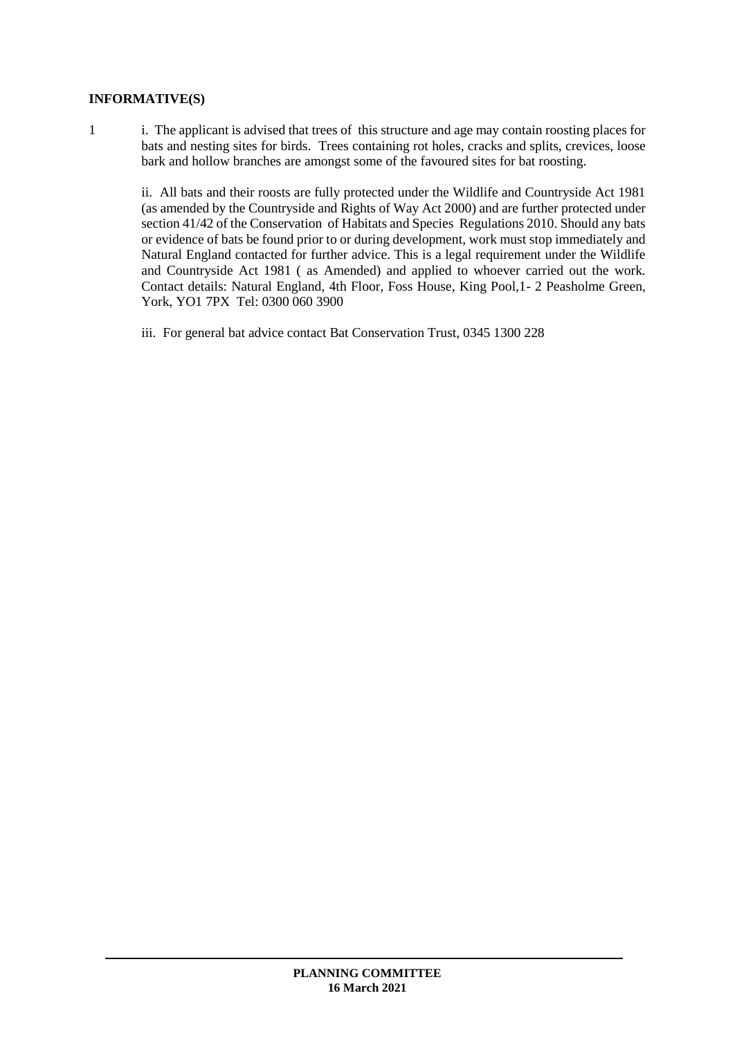**INFORMATIVE(S)**

1 i. The applicant is advised that trees of this structure and age may contain roosting places for bats and nesting sites for birds. Trees containing rot holes, cracks and splits, crevices, loose bark and hollow branches are amongst some of the favoured sites for bat roosting.

ii. All bats and their roosts are fully protected under the Wildlife and Countryside Act 1981 (as amended by the Countryside and Rights of Way Act 2000) and are further protected under section 41/42 of the Conservation of Habitats and Species Regulations 2010. Should any bats or evidence of bats be found prior to or during development, work must stop immediately and Natural England contacted for further advice. This is a legal requirement under the Wildlife and Countryside Act 1981 ( as Amended) and applied to whoever carried out the work. Contact details: Natural England, 4th Floor, Foss House, King Pool,1- 2 Peasholme Green, York, YO1 7PX Tel: 0300 060 3900

iii. For general bat advice contact Bat Conservation Trust, 0345 1300 228